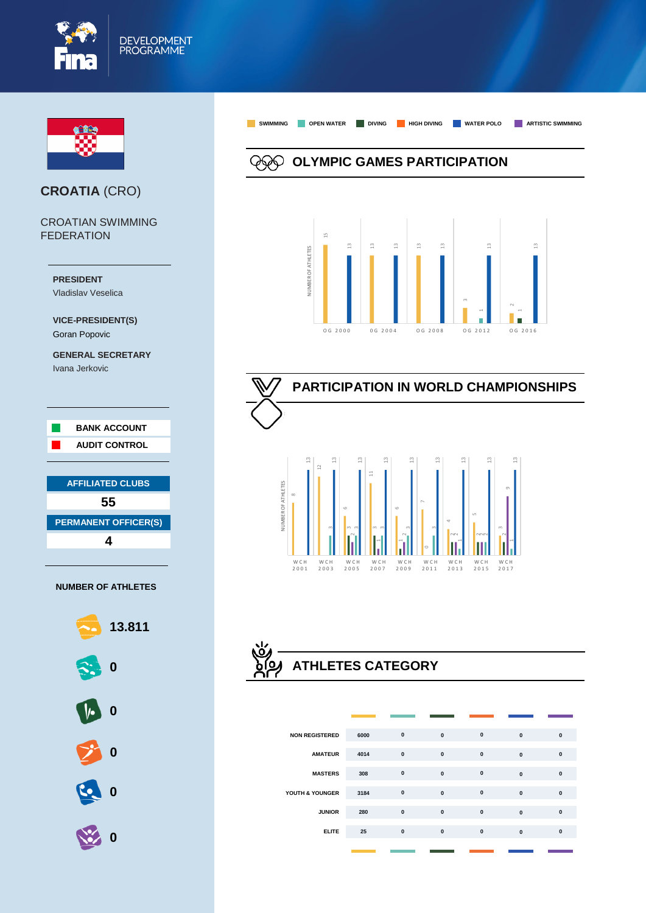FINA DEVELOPMENT PROGRAMME

# CROATIA (CRO)

CROATIAN SWIMMING FEDERATION

**PRESIDENT**
Vladislav Veselica

**VICE-PRESIDENT(S)**
Goran Popovic

**GENERAL SECRETARY**
Ivana Jerkovic

**BANK ACCOUNT**
**AUDIT CONTROL**

**AFFILIATED CLUBS**
**55**

**PERMANENT OFFICER(S)**
**4**

**NUMBER OF ATHLETES**

| Discipline | Number |
|---|---|
| Swimming | 13.811 |
| Open Water | 0 |
| Diving | 0 |
| High Diving | 0 |
| Water Polo | 0 |
| Artistic Swimming | 0 |

SWIMMING | OPEN WATER | DIVING | HIGH DIVING | WATER POLO | ARTISTIC SWIMMING

## OLYMPIC GAMES PARTICIPATION

NUMBER OF ATHLETES

| | Swimming | Open Water | Diving | Water Polo |
|---|---|---|---|---|
| OG 2000 | 15 | | | 13 |
| OG 2004 | 13 | | | 13 |
| OG 2008 | 13 | | | 13 |
| OG 2012 | 3 | 1 | | 13 |
| OG 2016 | 2 | | 1 | 13 |

## PARTICIPATION IN WORLD CHAMPIONSHIPS

NUMBER OF ATHLETES

| | Swimming | Open Water | Diving | High Diving | Water Polo | Artistic Swimming |
|---|---|---|---|---|---|---|
| WCH 2001 | 8 | | | | 13 | |
| WCH 2003 | 12 | 3 | | | 13 | |
| WCH 2005 | 6 | 3 | 3 | | 13 | 2 |
| WCH 2007 | 11 | 3 | 3 | | 13 | 1 |
| WCH 2009 | 6 | 3 | 1 | | 13 | 2 |
| WCH 2011 | 7 | 3 | 0 | | 13 | |
| WCH 2013 | 4 | 1 | 2 | | 13 | 2 |
| WCH 2015 | 5 | 2 | 2 | | 13 | 2 |
| WCH 2017 | 3 | 1 | 2 | | 13 | 9 |

## ATHLETES CATEGORY

| | Swimming | Open Water | Diving | High Diving | Water Polo | Artistic Swimming |
|---|---|---|---|---|---|---|
| NON REGISTERED | 6000 | 0 | 0 | 0 | 0 | 0 |
| AMATEUR | 4014 | 0 | 0 | 0 | 0 | 0 |
| MASTERS | 308 | 0 | 0 | 0 | 0 | 0 |
| YOUTH & YOUNGER | 3184 | 0 | 0 | 0 | 0 | 0 |
| JUNIOR | 280 | 0 | 0 | 0 | 0 | 0 |
| ELITE | 25 | 0 | 0 | 0 | 0 | 0 |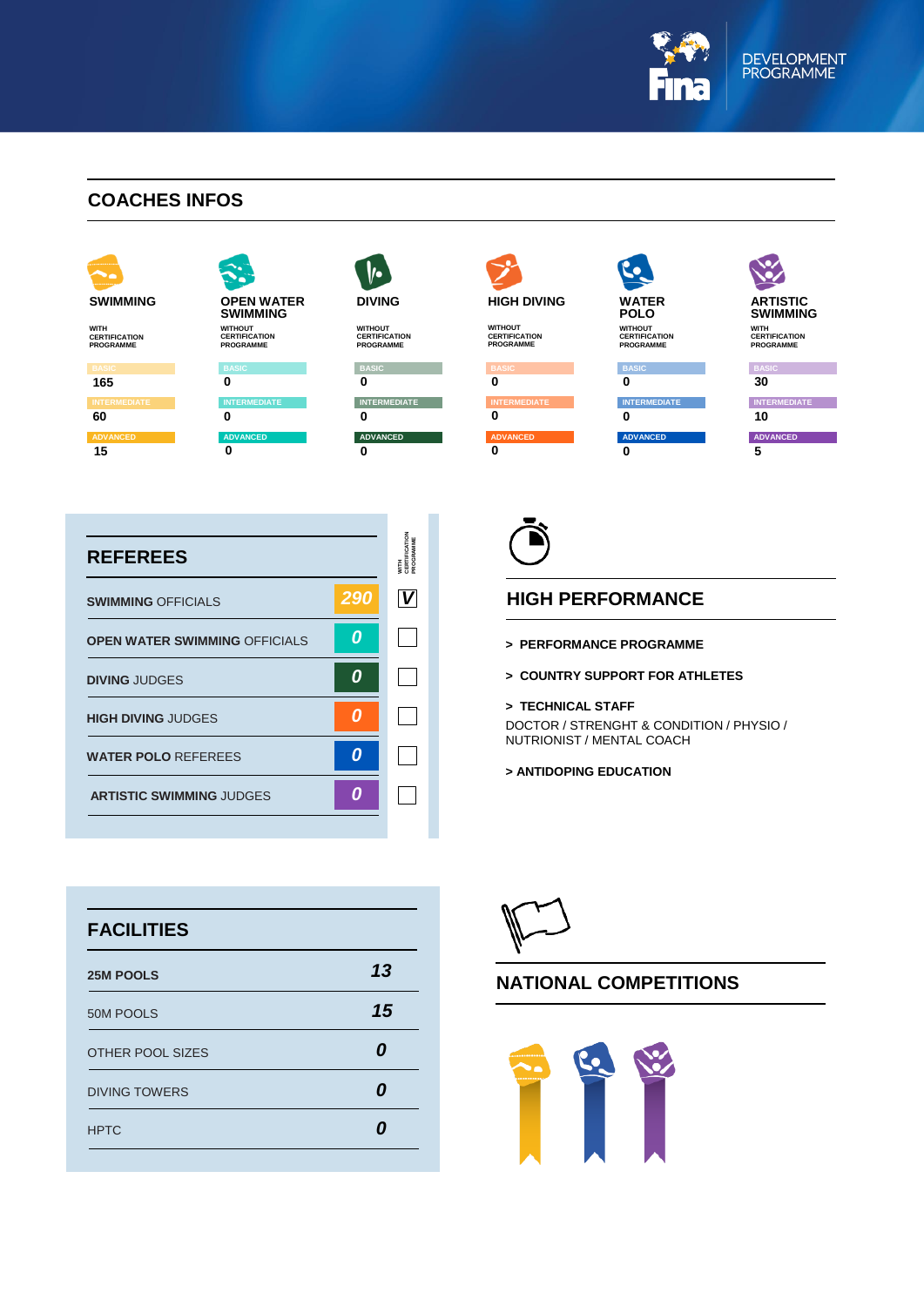## COACHES INFOS

| | SWIMMING | OPEN WATER SWIMMING | DIVING | HIGH DIVING | WATER POLO | ARTISTIC SWIMMING |
|---|---|---|---|---|---|---|
| | WITH CERTIFICATION PROGRAMME | WITHOUT CERTIFICATION PROGRAMME | WITHOUT CERTIFICATION PROGRAMME | WITHOUT CERTIFICATION PROGRAMME | WITHOUT CERTIFICATION PROGRAMME | WITH CERTIFICATION PROGRAMME |
| BASIC | 165 | 0 | 0 | 0 | 0 | 30 |
| INTERMEDIATE | 60 | 0 | 0 | 0 | 0 | 10 |
| ADVANCED | 15 | 0 | 0 | 0 | 0 | 5 |

## REFEREES

| | | WITH CERTIFICATION PROGRAMME |
|---|---|---|
| **SWIMMING** OFFICIALS | 290 | V |
| **OPEN WATER SWIMMING** OFFICIALS | 0 | |
| **DIVING** JUDGES | 0 | |
| **HIGH DIVING** JUDGES | 0 | |
| **WATER POLO** REFEREES | 0 | |
| **ARTISTIC SWIMMING** JUDGES | 0 | |

## HIGH PERFORMANCE

**> PERFORMANCE PROGRAMME**

**> COUNTRY SUPPORT FOR ATHLETES**

**> TECHNICAL STAFF**
DOCTOR / STRENGHT & CONDITION / PHYSIO / NUTRIONIST / MENTAL COACH

**> ANTIDOPING EDUCATION**

## FACILITIES

| | |
|---|---|
| **25M POOLS** | 13 |
| 50M POOLS | 15 |
| OTHER POOL SIZES | 0 |
| DIVING TOWERS | 0 |
| HPTC | 0 |

## NATIONAL COMPETITIONS